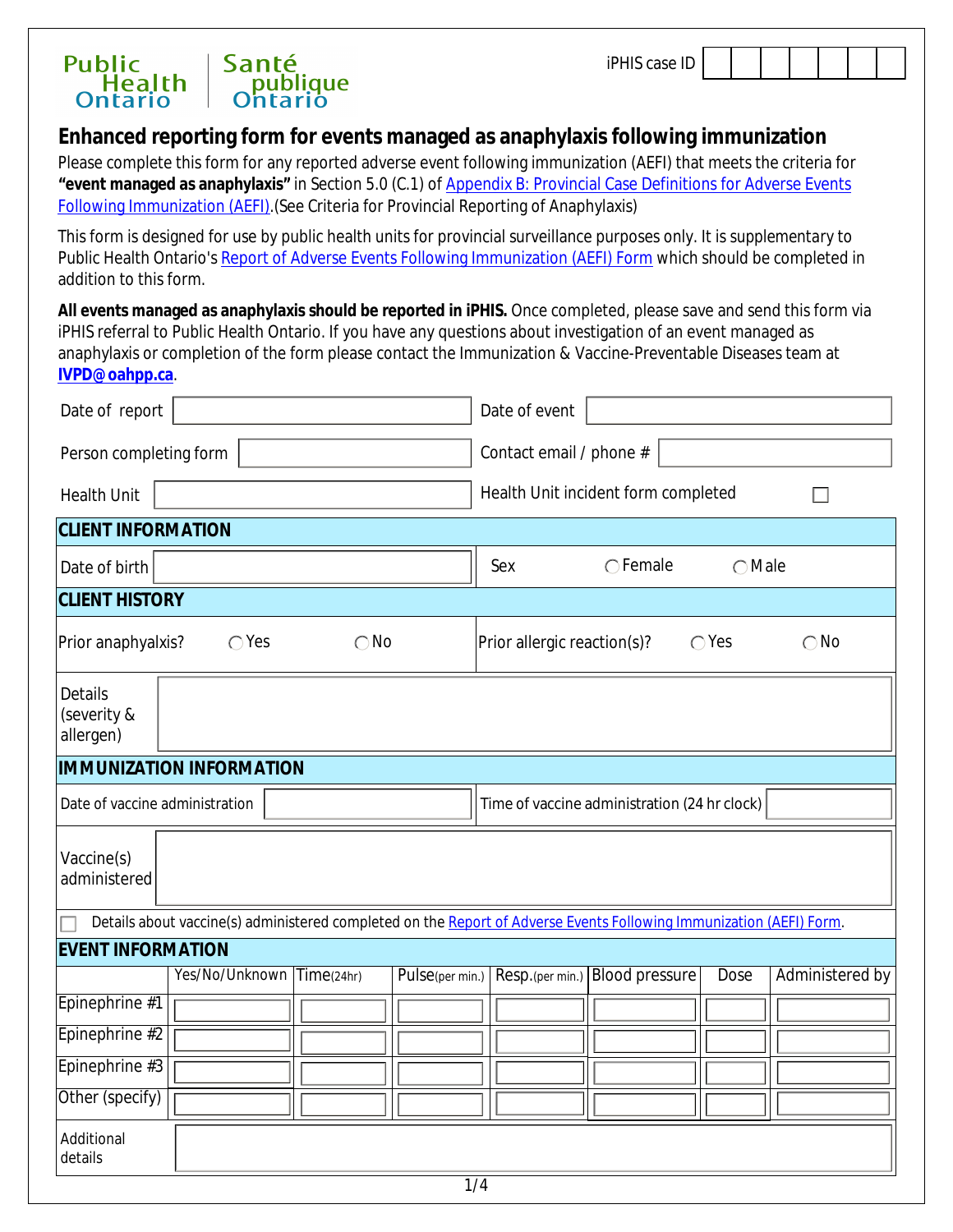Public Health Ontario | Santé publique Ontario

iPHIS case ID

# Enhanced reporting form for events managed as anaphylaxis following immunization

Please complete this form for any reported adverse event following immunization (AEFI) that meets the criteria for **"event managed as anaphylaxis"** in Section 5.0 (C.1) of Appendix B: Provincial Case Definitions for Adverse Events Following Immunization (AEFI).(See Criteria for Provincial Reporting of Anaphylaxis)

This form is designed for use by public health units for provincial surveillance purposes only. It is supplementary to Public Health Ontario's Report of Adverse Events Following Immunization (AEFI) Form which should be completed in addition to this form.

**All events managed as anaphylaxis should be reported in iPHIS.** Once completed, please save and send this form via iPHIS referral to Public Health Ontario. If you have any questions about investigation of an event managed as anaphylaxis or completion of the form please contact the Immunization & Vaccine-Preventable Diseases team at **IVPD@oahpp.ca**.

| | | | |
|---|---|---|---|
| Date of report | | Date of event | |
| Person completing form | | Contact email / phone # | |
| Health Unit | | Health Unit incident form completed | ☐ |

## CLIENT INFORMATION

| | | | |
|---|---|---|---|
| Date of birth | | Sex | ◯ Female ◯ Male |

## CLIENT HISTORY

| | | | |
|---|---|---|---|
| Prior anaphyalxis? | ◯ Yes ◯ No | Prior allergic reaction(s)? | ◯ Yes ◯ No |
| Details (severity & allergen) | | | |

## IMMUNIZATION INFORMATION

| | | | |
|---|---|---|---|
| Date of vaccine administration | | Time of vaccine administration (24 hr clock) | |
| Vaccine(s) administered | | | |

☐ Details about vaccine(s) administered completed on the Report of Adverse Events Following Immunization (AEFI) Form.

## EVENT INFORMATION

| | Yes/No/Unknown | Time(24hr) | Pulse(per min.) | Resp.(per min.) | Blood pressure | Dose | Administered by |
|---|---|---|---|---|---|---|---|
| Epinephrine #1 | | | | | | | |
| Epinephrine #2 | | | | | | | |
| Epinephrine #3 | | | | | | | |
| Other (specify) | | | | | | | |

| | |
|---|---|
| Additional details | |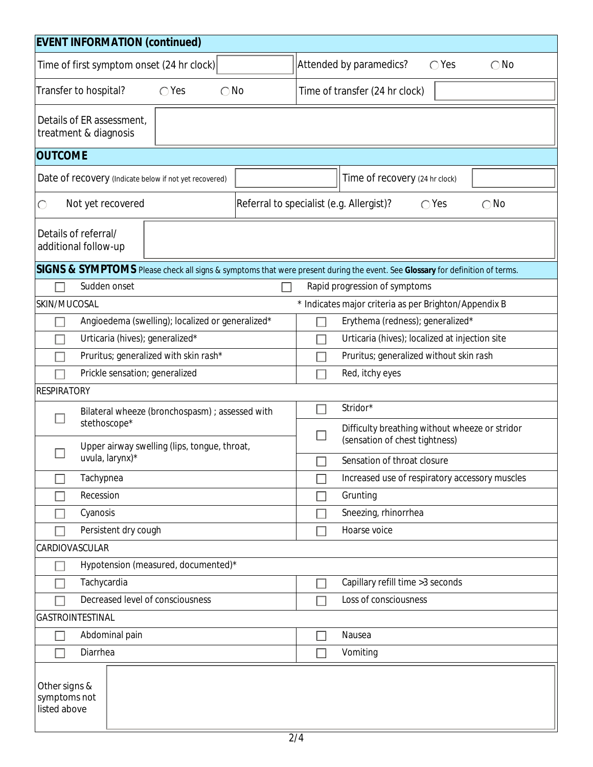## EVENT INFORMATION (continued)

| | | | |
|---|---|---|---|
| Time of first symptom onset (24 hr clock) | | Attended by paramedics? | ◯ Yes ◯ No |
| Transfer to hospital? | ◯ Yes ◯ No | Time of transfer (24 hr clock) | |
| Details of ER assessment, treatment & diagnosis | | | |

## OUTCOME

| | | | |
|---|---|---|---|
| Date of recovery (Indicate below if not yet recovered) | | Time of recovery (24 hr clock) | |
| ◯ Not yet recovered | | Referral to specialist (e.g. Allergist)? | ◯ Yes ◯ No |
| Details of referral/ additional follow-up | | | |

## SIGNS & SYMPTOMS

Please check all signs & symptoms that were present during the event. See **Glossary** for definition of terms.

- ☐ Sudden onset
- ☐ Rapid progression of symptoms

**SKIN/MUCOSAL**

\* Indicates major criteria as per Brighton/Appendix B

| | |
|---|---|
| ☐ Angioedema (swelling); localized or generalized* | ☐ Erythema (redness); generalized* |
| ☐ Urticaria (hives); generalized* | ☐ Urticaria (hives); localized at injection site |
| ☐ Pruritus; generalized with skin rash* | ☐ Pruritus; generalized without skin rash |
| ☐ Prickle sensation; generalized | ☐ Red, itchy eyes |

**RESPIRATORY**

| | |
|---|---|
| ☐ Bilateral wheeze (bronchospasm) ; assessed with stethoscope* | ☐ Stridor* |
| | ☐ Difficulty breathing without wheeze or stridor (sensation of chest tightness) |
| ☐ Upper airway swelling (lips, tongue, throat, uvula, larynx)* | ☐ Sensation of throat closure |
| ☐ Tachypnea | ☐ Increased use of respiratory accessory muscles |
| ☐ Recession | ☐ Grunting |
| ☐ Cyanosis | ☐ Sneezing, rhinorrhea |
| ☐ Persistent dry cough | ☐ Hoarse voice |

**CARDIOVASCULAR**

| | |
|---|---|
| ☐ Hypotension (measured, documented)* | |
| ☐ Tachycardia | ☐ Capillary refill time >3 seconds |
| ☐ Decreased level of consciousness | ☐ Loss of consciousness |

**GASTROINTESTINAL**

| | |
|---|---|
| ☐ Abdominal pain | ☐ Nausea |
| ☐ Diarrhea | ☐ Vomiting |

| | |
|---|---|
| Other signs & symptoms not listed above | |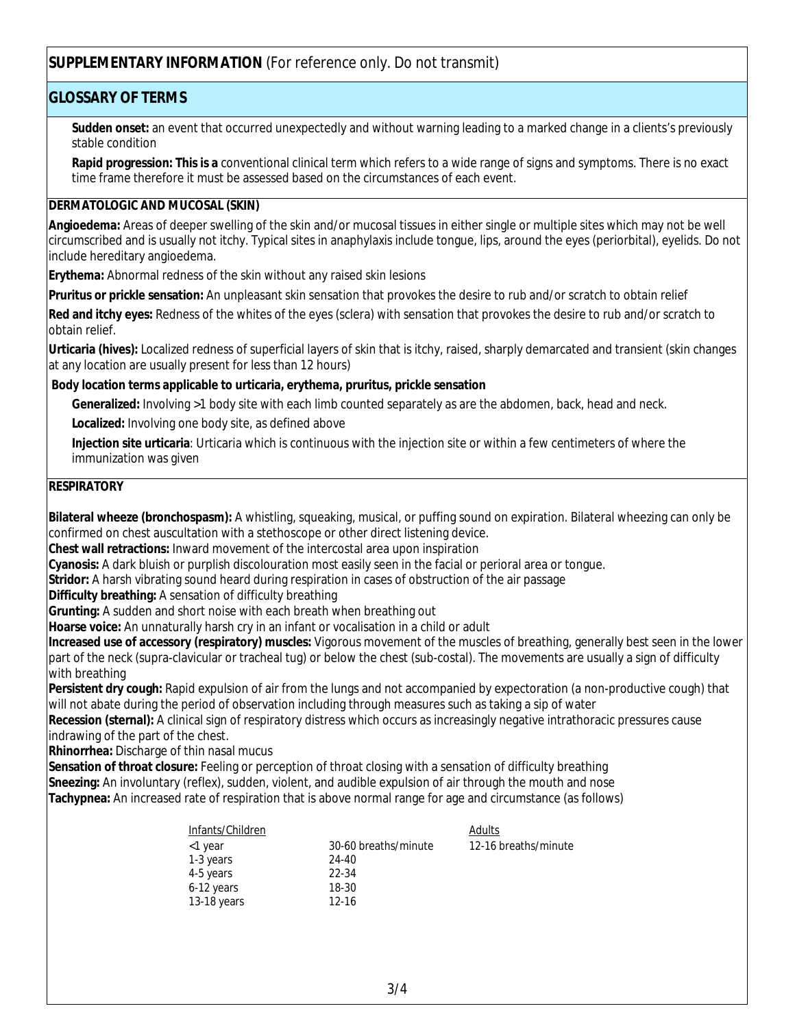## SUPPLEMENTARY INFORMATION (For reference only. Do not transmit)

## GLOSSARY OF TERMS

**Sudden onset:** an event that occurred unexpectedly and without warning leading to a marked change in a clients's previously stable condition

**Rapid progression: This is a** conventional clinical term which refers to a wide range of signs and symptoms. There is no exact time frame therefore it must be assessed based on the circumstances of each event.

### DERMATOLOGIC AND MUCOSAL (SKIN)

**Angioedema:** Areas of deeper swelling of the skin and/or mucosal tissues in either single or multiple sites which may not be well circumscribed and is usually not itchy. Typical sites in anaphylaxis include tongue, lips, around the eyes (periorbital), eyelids. Do not include hereditary angioedema.

**Erythema:** Abnormal redness of the skin without any raised skin lesions

**Pruritus or prickle sensation:** An unpleasant skin sensation that provokes the desire to rub and/or scratch to obtain relief

**Red and itchy eyes:** Redness of the whites of the eyes (sclera) with sensation that provokes the desire to rub and/or scratch to obtain relief.

**Urticaria (hives):** Localized redness of superficial layers of skin that is itchy, raised, sharply demarcated and transient (skin changes at any location are usually present for less than 12 hours)

**Body location terms applicable to urticaria, erythema, pruritus, prickle sensation**

**Generalized:** Involving >1 body site with each limb counted separately as are the abdomen, back, head and neck.

**Localized:** Involving one body site, as defined above

**Injection site urticaria**: Urticaria which is continuous with the injection site or within a few centimeters of where the immunization was given

### RESPIRATORY

**Bilateral wheeze (bronchospasm):** A whistling, squeaking, musical, or puffing sound on expiration. Bilateral wheezing can only be confirmed on chest auscultation with a stethoscope or other direct listening device.

**Chest wall retractions:** Inward movement of the intercostal area upon inspiration

**Cyanosis:** A dark bluish or purplish discolouration most easily seen in the facial or perioral area or tongue.

**Stridor:** A harsh vibrating sound heard during respiration in cases of obstruction of the air passage

**Difficulty breathing:** A sensation of difficulty breathing

**Grunting:** A sudden and short noise with each breath when breathing out

**Hoarse voice:** An unnaturally harsh cry in an infant or vocalisation in a child or adult

**Increased use of accessory (respiratory) muscles:** Vigorous movement of the muscles of breathing, generally best seen in the lower part of the neck (supra-clavicular or tracheal tug) or below the chest (sub-costal). The movements are usually a sign of difficulty with breathing

**Persistent dry cough:** Rapid expulsion of air from the lungs and not accompanied by expectoration (a non-productive cough) that will not abate during the period of observation including through measures such as taking a sip of water

**Recession (sternal):** A clinical sign of respiratory distress which occurs as increasingly negative intrathoracic pressures cause indrawing of the part of the chest.

**Rhinorrhea:** Discharge of thin nasal mucus

**Sensation of throat closure:** Feeling or perception of throat closing with a sensation of difficulty breathing

**Sneezing:** An involuntary (reflex), sudden, violent, and audible expulsion of air through the mouth and nose

**Tachypnea:** An increased rate of respiration that is above normal range for age and circumstance (as follows)

| Infants/Children | | Adults |
|---|---|---|
| <1 year | 30-60 breaths/minute | 12-16 breaths/minute |
| 1-3 years | 24-40 | |
| 4-5 years | 22-34 | |
| 6-12 years | 18-30 | |
| 13-18 years | 12-16 | |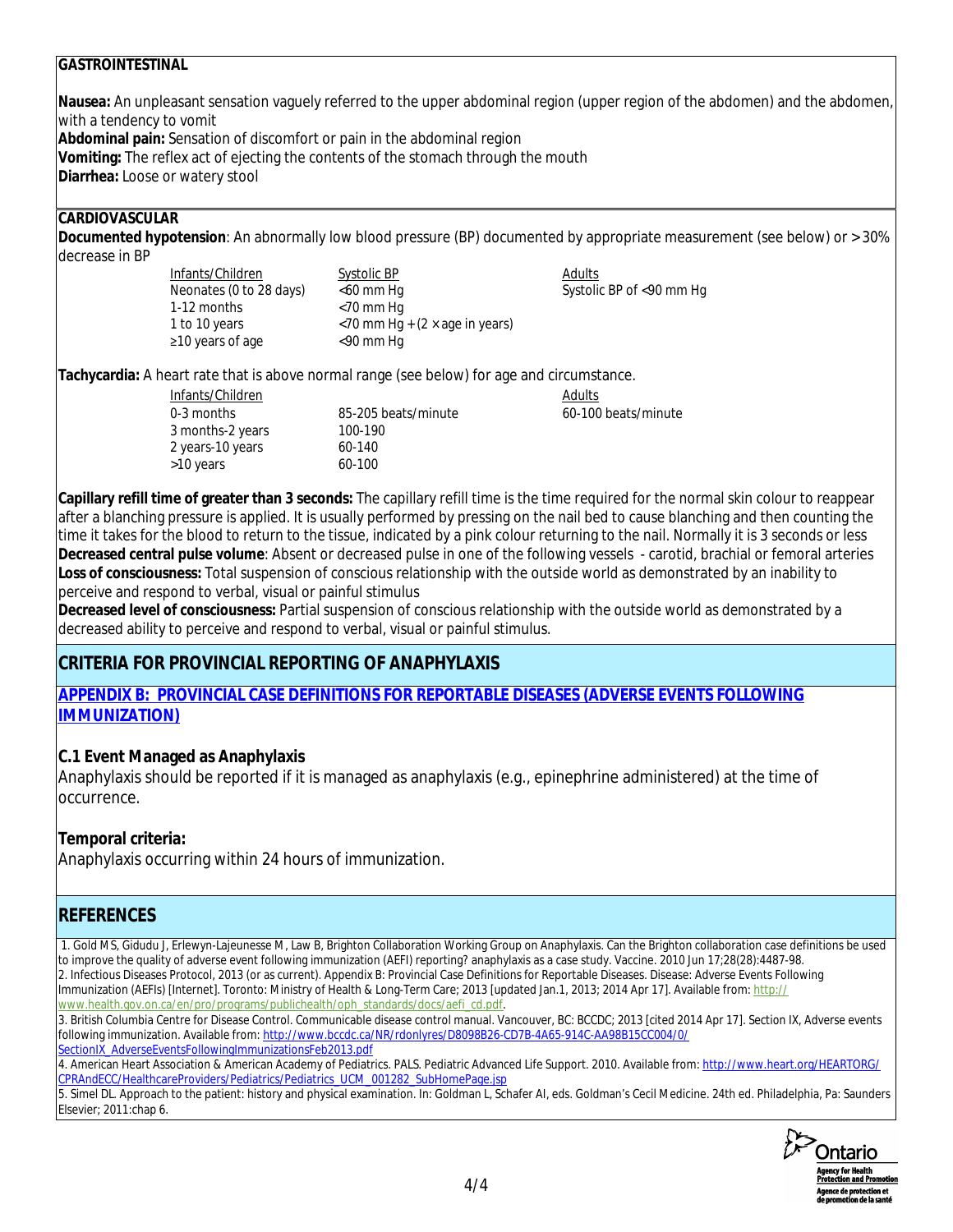## GASTROINTESTINAL

**Nausea:** An unpleasant sensation vaguely referred to the upper abdominal region (upper region of the abdomen) and the abdomen, with a tendency to vomit
**Abdominal pain:** Sensation of discomfort or pain in the abdominal region
**Vomiting:** The reflex act of ejecting the contents of the stomach through the mouth
**Diarrhea:** Loose or watery stool

## CARDIOVASCULAR

**Documented hypotension**: An abnormally low blood pressure (BP) documented by appropriate measurement (see below) or > 30% decrease in BP

| Infants/Children | Systolic BP | Adults |
|---|---|---|
| Neonates (0 to 28 days) | <60 mm Hg | Systolic BP of <90 mm Hg |
| 1-12 months | <70 mm Hg | |
| 1 to 10 years | <70 mm Hg + (2 × age in years) | |
| ≥10 years of age | <90 mm Hg | |

**Tachycardia:** A heart rate that is above normal range (see below) for age and circumstance.

| Infants/Children | | Adults |
|---|---|---|
| 0-3 months | 85-205 beats/minute | 60-100 beats/minute |
| 3 months-2 years | 100-190 | |
| 2 years-10 years | 60-140 | |
| >10 years | 60-100 | |

**Capillary refill time of greater than 3 seconds:** The capillary refill time is the time required for the normal skin colour to reappear after a blanching pressure is applied. It is usually performed by pressing on the nail bed to cause blanching and then counting the time it takes for the blood to return to the tissue, indicated by a pink colour returning to the nail. Normally it is 3 seconds or less
**Decreased central pulse volume**: Absent or decreased pulse in one of the following vessels - carotid, brachial or femoral arteries
**Loss of consciousness:** Total suspension of conscious relationship with the outside world as demonstrated by an inability to perceive and respond to verbal, visual or painful stimulus
**Decreased level of consciousness:** Partial suspension of conscious relationship with the outside world as demonstrated by a decreased ability to perceive and respond to verbal, visual or painful stimulus.

## CRITERIA FOR PROVINCIAL REPORTING OF ANAPHYLAXIS

**APPENDIX B: PROVINCIAL CASE DEFINITIONS FOR REPORTABLE DISEASES (ADVERSE EVENTS FOLLOWING IMMUNIZATION)**

### C.1 Event Managed as Anaphylaxis

Anaphylaxis should be reported if it is managed as anaphylaxis (e.g., epinephrine administered) at the time of occurrence.

### Temporal criteria:

Anaphylaxis occurring within 24 hours of immunization.

## REFERENCES

1. Gold MS, Gidudu J, Erlewyn-Lajeunesse M, Law B, Brighton Collaboration Working Group on Anaphylaxis. Can the Brighton collaboration case definitions be used to improve the quality of adverse event following immunization (AEFI) reporting? anaphylaxis as a case study. Vaccine. 2010 Jun 17;28(28):4487-98.
2. Infectious Diseases Protocol, 2013 (or as current). Appendix B: Provincial Case Definitions for Reportable Diseases. Disease: Adverse Events Following Immunization (AEFIs) [Internet]. Toronto: Ministry of Health & Long-Term Care; 2013 [updated Jan.1, 2013; 2014 Apr 17]. Available from: http://www.health.gov.on.ca/en/pro/programs/publichealth/oph_standards/docs/aefi_cd.pdf.
3. British Columbia Centre for Disease Control. Communicable disease control manual. Vancouver, BC: BCCDC; 2013 [cited 2014 Apr 17]. Section IX, Adverse events following immunization. Available from: http://www.bccdc.ca/NR/rdonlyres/D8098B26-CD7B-4A65-914C-AA98B15CC004/0/SectionIX_AdverseEventsFollowingImmunizationsFeb2013.pdf
4. American Heart Association & American Academy of Pediatrics. PALS. Pediatric Advanced Life Support. 2010. Available from: http://www.heart.org/HEARTORG/CPRAndECC/HealthcareProviders/Pediatrics/Pediatrics_UCM_001282_SubHomePage.jsp
5. Simel DL. Approach to the patient: history and physical examination. In: Goldman L, Schafer AI, eds. Goldman's Cecil Medicine. 24th ed. Philadelphia, Pa: Saunders Elsevier; 2011:chap 6.